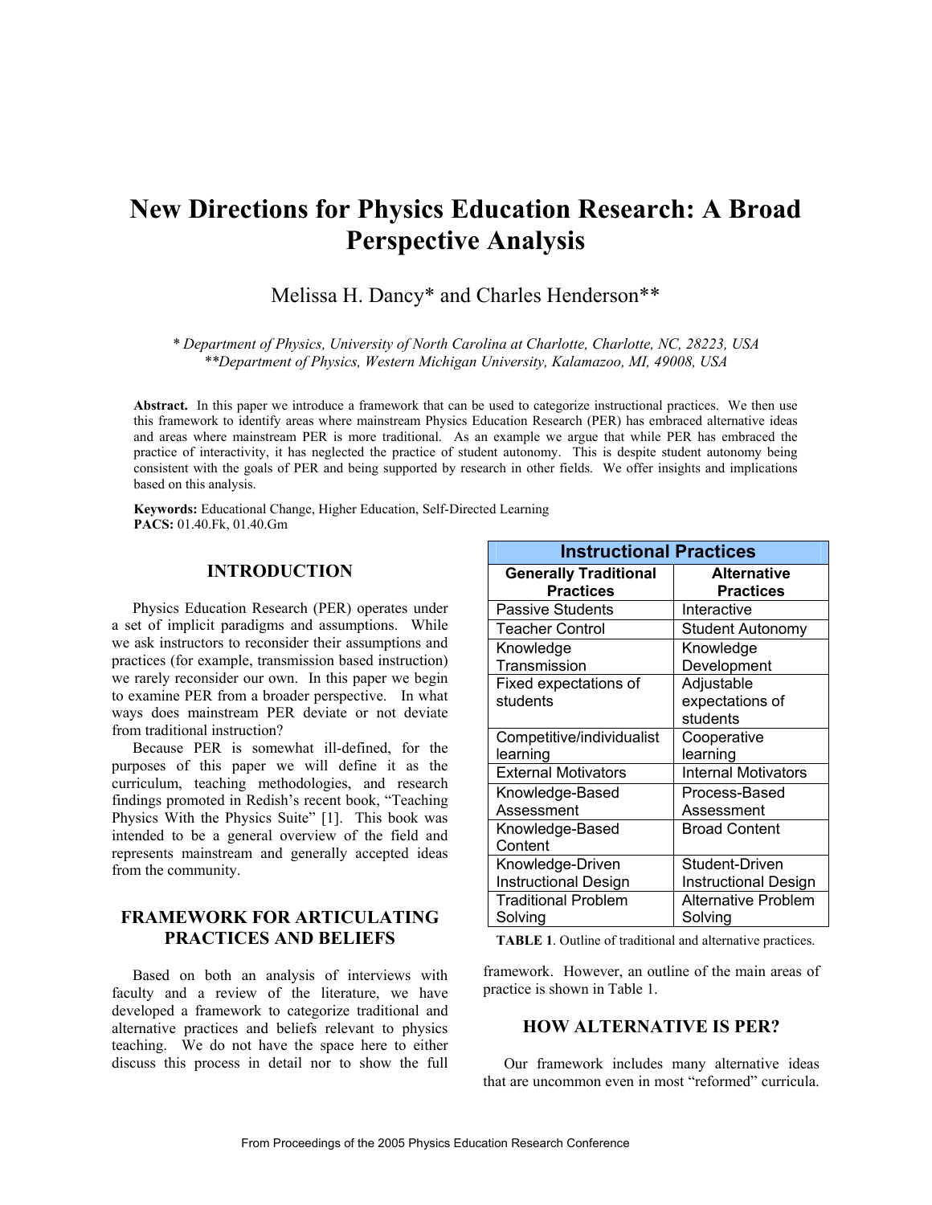# New Directions for Physics Education Research: A Broad Perspective Analysis

Melissa H. Dancy* and Charles Henderson**

*\* Department of Physics, University of North Carolina at Charlotte, Charlotte, NC, 28223, USA*
*\*\*Department of Physics, Western Michigan University, Kalamazoo, MI, 49008, USA*

**Abstract.** In this paper we introduce a framework that can be used to categorize instructional practices. We then use this framework to identify areas where mainstream Physics Education Research (PER) has embraced alternative ideas and areas where mainstream PER is more traditional. As an example we argue that while PER has embraced the practice of interactivity, it has neglected the practice of student autonomy. This is despite student autonomy being consistent with the goals of PER and being supported by research in other fields. We offer insights and implications based on this analysis.

**Keywords:** Educational Change, Higher Education, Self-Directed Learning
**PACS:** 01.40.Fk, 01.40.Gm

## INTRODUCTION

Physics Education Research (PER) operates under a set of implicit paradigms and assumptions. While we ask instructors to reconsider their assumptions and practices (for example, transmission based instruction) we rarely reconsider our own. In this paper we begin to examine PER from a broader perspective. In what ways does mainstream PER deviate or not deviate from traditional instruction?

Because PER is somewhat ill-defined, for the purposes of this paper we will define it as the curriculum, teaching methodologies, and research findings promoted in Redish's recent book, "Teaching Physics With the Physics Suite" [1]. This book was intended to be a general overview of the field and represents mainstream and generally accepted ideas from the community.

## FRAMEWORK FOR ARTICULATING PRACTICES AND BELIEFS

Based on both an analysis of interviews with faculty and a review of the literature, we have developed a framework to categorize traditional and alternative practices and beliefs relevant to physics teaching. We do not have the space here to either discuss this process in detail nor to show the full framework. However, an outline of the main areas of practice is shown in Table 1.

| **Instructional Practices** | |
|---|---|
| **Generally Traditional Practices** | **Alternative Practices** |
| Passive Students | Interactive |
| Teacher Control | Student Autonomy |
| Knowledge Transmission | Knowledge Development |
| Fixed expectations of students | Adjustable expectations of students |
| Competitive/individualist learning | Cooperative learning |
| External Motivators | Internal Motivators |
| Knowledge-Based Assessment | Process-Based Assessment |
| Knowledge-Based Content | Broad Content |
| Knowledge-Driven Instructional Design | Student-Driven Instructional Design |
| Traditional Problem Solving | Alternative Problem Solving |

**TABLE 1**. Outline of traditional and alternative practices.

## HOW ALTERNATIVE IS PER?

Our framework includes many alternative ideas that are uncommon even in most "reformed" curricula.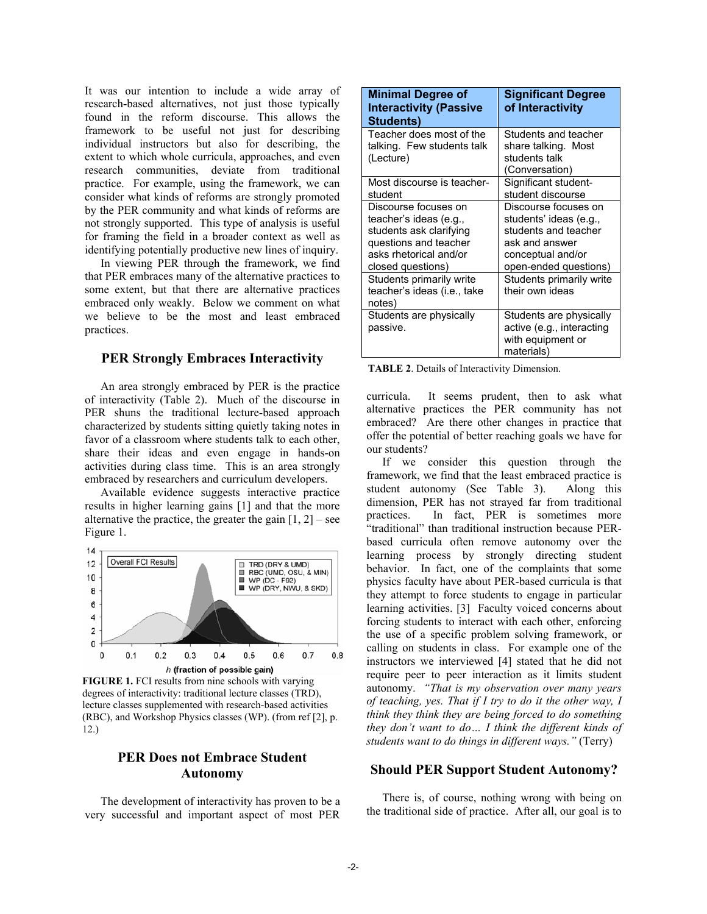It was our intention to include a wide array of research-based alternatives, not just those typically found in the reform discourse. This allows the framework to be useful not just for describing individual instructors but also for describing, the extent to which whole curricula, approaches, and even research communities, deviate from traditional practice. For example, using the framework, we can consider what kinds of reforms are strongly promoted by the PER community and what kinds of reforms are not strongly supported. This type of analysis is useful for framing the field in a broader context as well as identifying potentially productive new lines of inquiry.

In viewing PER through the framework, we find that PER embraces many of the alternative practices to some extent, but that there are alternative practices embraced only weakly. Below we comment on what we believe to be the most and least embraced practices.

## PER Strongly Embraces Interactivity

An area strongly embraced by PER is the practice of interactivity (Table 2). Much of the discourse in PER shuns the traditional lecture-based approach characterized by students sitting quietly taking notes in favor of a classroom where students talk to each other, share their ideas and even engage in hands-on activities during class time. This is an area strongly embraced by researchers and curriculum developers.

Available evidence suggests interactive practice results in higher learning gains [1] and that the more alternative the practice, the greater the gain [1, 2] – see Figure 1.

**FIGURE 1.** FCI results from nine schools with varying degrees of interactivity: traditional lecture classes (TRD), lecture classes supplemented with research-based activities (RBC), and Workshop Physics classes (WP). (from ref [2], p. 12.)

## PER Does not Embrace Student Autonomy

The development of interactivity has proven to be a very successful and important aspect of most PER curricula. It seems prudent, then to ask what alternative practices the PER community has not embraced? Are there other changes in practice that offer the potential of better reaching goals we have for our students?

| Minimal Degree of Interactivity (Passive Students) | Significant Degree of Interactivity |
|---|---|
| Teacher does most of the talking. Few students talk (Lecture) | Students and teacher share talking. Most students talk (Conversation) |
| Most discourse is teacher-student | Significant student-student discourse |
| Discourse focuses on teacher's ideas (e.g., students ask clarifying questions and teacher asks rhetorical and/or closed questions) | Discourse focuses on students' ideas (e.g., students and teacher ask and answer conceptual and/or open-ended questions) |
| Students primarily write teacher's ideas (i.e., take notes) | Students primarily write their own ideas |
| Students are physically passive. | Students are physically active (e.g., interacting with equipment or materials) |

**TABLE 2**. Details of Interactivity Dimension.

If we consider this question through the framework, we find that the least embraced practice is student autonomy (See Table 3). Along this dimension, PER has not strayed far from traditional practices. In fact, PER is sometimes more "traditional" than traditional instruction because PER-based curricula often remove autonomy over the learning process by strongly directing student behavior. In fact, one of the complaints that some physics faculty have about PER-based curricula is that they attempt to force students to engage in particular learning activities. [3] Faculty voiced concerns about forcing students to interact with each other, enforcing the use of a specific problem solving framework, or calling on students in class. For example one of the instructors we interviewed [4] stated that he did not require peer to peer interaction as it limits student autonomy. *"That is my observation over many years of teaching, yes. That if I try to do it the other way, I think they think they are being forced to do something they don't want to do… I think the different kinds of students want to do things in different ways."* (Terry)

## Should PER Support Student Autonomy?

There is, of course, nothing wrong with being on the traditional side of practice. After all, our goal is to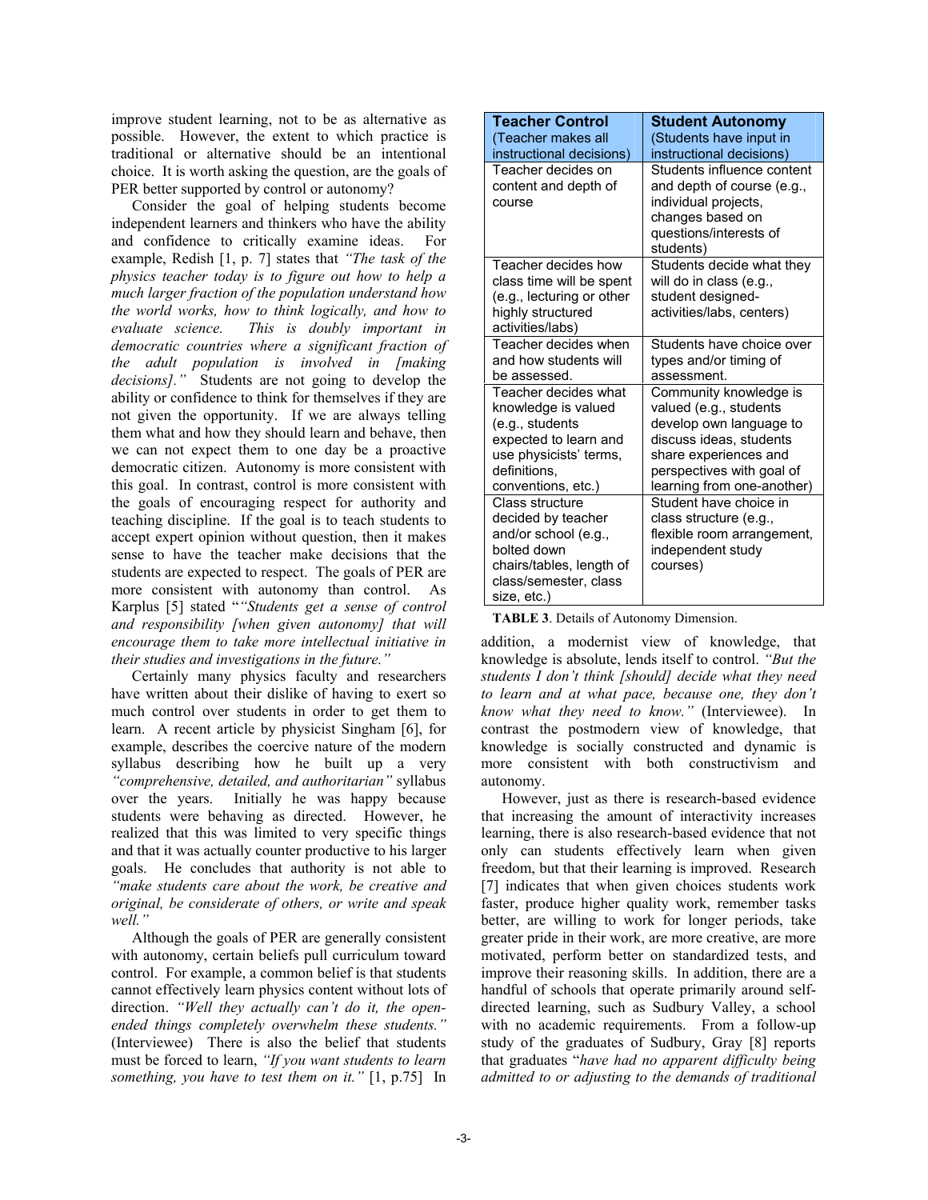improve student learning, not to be as alternative as possible. However, the extent to which practice is traditional or alternative should be an intentional choice. It is worth asking the question, are the goals of PER better supported by control or autonomy?

Consider the goal of helping students become independent learners and thinkers who have the ability and confidence to critically examine ideas. For example, Redish [1, p. 7] states that *"The task of the physics teacher today is to figure out how to help a much larger fraction of the population understand how the world works, how to think logically, and how to evaluate science. This is doubly important in democratic countries where a significant fraction of the adult population is involved in [making decisions]."* Students are not going to develop the ability or confidence to think for themselves if they are not given the opportunity. If we are always telling them what and how they should learn and behave, then we can not expect them to one day be a proactive democratic citizen. Autonomy is more consistent with this goal. In contrast, control is more consistent with the goals of encouraging respect for authority and teaching discipline. If the goal is to teach students to accept expert opinion without question, then it makes sense to have the teacher make decisions that the students are expected to respect. The goals of PER are more consistent with autonomy than control. As Karplus [5] stated "*"Students get a sense of control and responsibility [when given autonomy] that will encourage them to take more intellectual initiative in their studies and investigations in the future."*

Certainly many physics faculty and researchers have written about their dislike of having to exert so much control over students in order to get them to learn. A recent article by physicist Singham [6], for example, describes the coercive nature of the modern syllabus describing how he built up a very *"comprehensive, detailed, and authoritarian"* syllabus over the years. Initially he was happy because students were behaving as directed. However, he realized that this was limited to very specific things and that it was actually counter productive to his larger goals. He concludes that authority is not able to *"make students care about the work, be creative and original, be considerate of others, or write and speak well."*

Although the goals of PER are generally consistent with autonomy, certain beliefs pull curriculum toward control. For example, a common belief is that students cannot effectively learn physics content without lots of direction. *"Well they actually can't do it, the open-ended things completely overwhelm these students."* (Interviewee) There is also the belief that students must be forced to learn, *"If you want students to learn something, you have to test them on it."* [1, p.75] In addition, a modernist view of knowledge, that knowledge is absolute, lends itself to control. *"But the students I don't think [should] decide what they need to learn and at what pace, because one, they don't know what they need to know."* (Interviewee). In contrast the postmodern view of knowledge, that knowledge is socially constructed and dynamic is more consistent with both constructivism and autonomy.

| **Teacher Control** (Teacher makes all instructional decisions) | **Student Autonomy** (Students have input in instructional decisions) |
|---|---|
| Teacher decides on content and depth of course | Students influence content and depth of course (e.g., individual projects, changes based on questions/interests of students) |
| Teacher decides how class time will be spent (e.g., lecturing or other highly structured activities/labs) | Students decide what they will do in class (e.g., student designed-activities/labs, centers) |
| Teacher decides when and how students will be assessed. | Students have choice over types and/or timing of assessment. |
| Teacher decides what knowledge is valued (e.g., students expected to learn and use physicists' terms, definitions, conventions, etc.) | Community knowledge is valued (e.g., students develop own language to discuss ideas, students share experiences and perspectives with goal of learning from one-another) |
| Class structure decided by teacher and/or school (e.g., bolted down chairs/tables, length of class/semester, class size, etc.) | Student have choice in class structure (e.g., flexible room arrangement, independent study courses) |

**TABLE 3**. Details of Autonomy Dimension.

However, just as there is research-based evidence that increasing the amount of interactivity increases learning, there is also research-based evidence that not only can students effectively learn when given freedom, but that their learning is improved. Research [7] indicates that when given choices students work faster, produce higher quality work, remember tasks better, are willing to work for longer periods, take greater pride in their work, are more creative, are more motivated, perform better on standardized tests, and improve their reasoning skills. In addition, there are a handful of schools that operate primarily around self-directed learning, such as Sudbury Valley, a school with no academic requirements. From a follow-up study of the graduates of Sudbury, Gray [8] reports that graduates "*have had no apparent difficulty being admitted to or adjusting to the demands of traditional*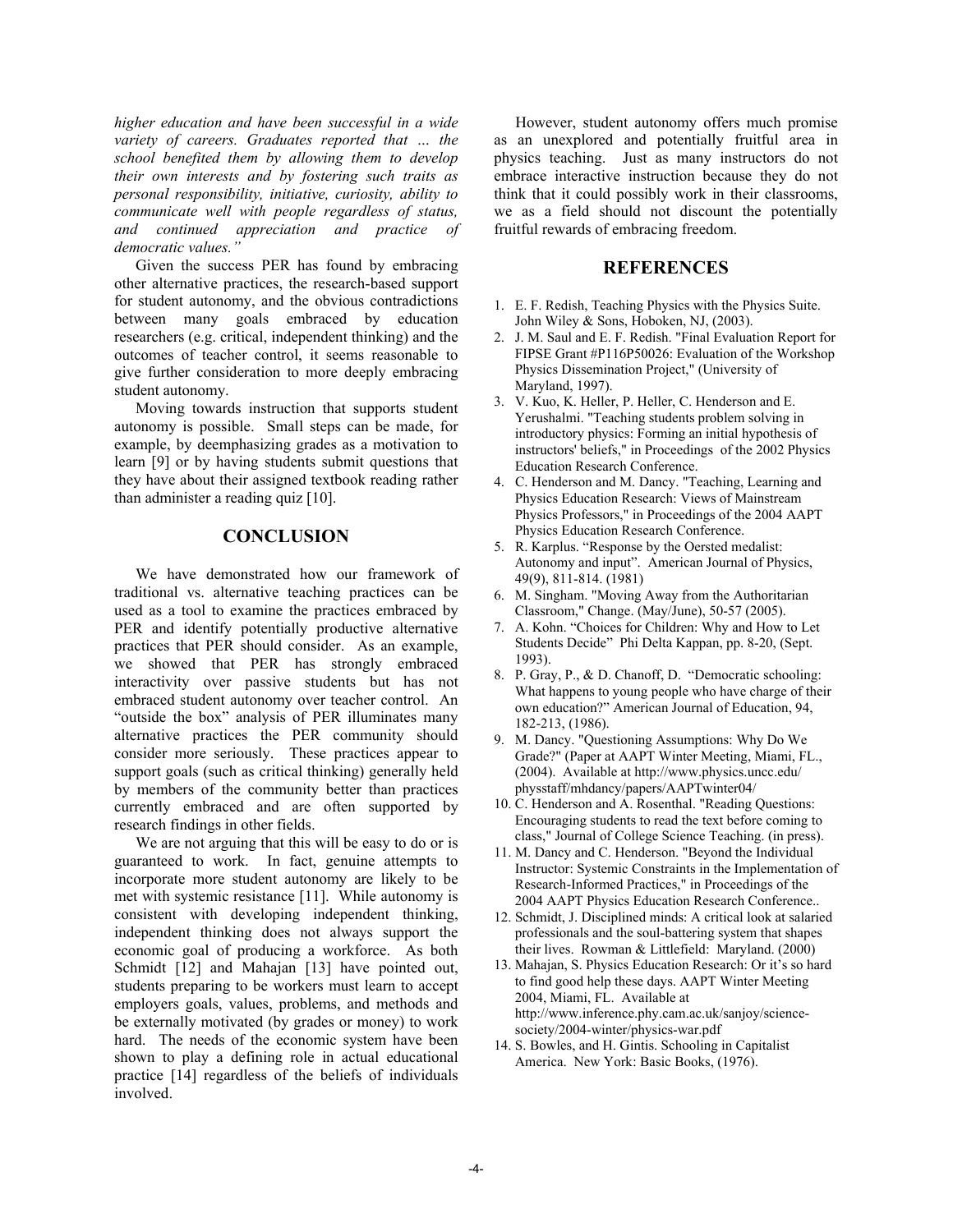*higher education and have been successful in a wide variety of careers. Graduates reported that ... the school benefited them by allowing them to develop their own interests and by fostering such traits as personal responsibility, initiative, curiosity, ability to communicate well with people regardless of status, and continued appreciation and practice of democratic values."*

Given the success PER has found by embracing other alternative practices, the research-based support for student autonomy, and the obvious contradictions between many goals embraced by education researchers (e.g. critical, independent thinking) and the outcomes of teacher control, it seems reasonable to give further consideration to more deeply embracing student autonomy.

Moving towards instruction that supports student autonomy is possible. Small steps can be made, for example, by deemphasizing grades as a motivation to learn [9] or by having students submit questions that they have about their assigned textbook reading rather than administer a reading quiz [10].

## CONCLUSION

We have demonstrated how our framework of traditional vs. alternative teaching practices can be used as a tool to examine the practices embraced by PER and identify potentially productive alternative practices that PER should consider. As an example, we showed that PER has strongly embraced interactivity over passive students but has not embraced student autonomy over teacher control. An "outside the box" analysis of PER illuminates many alternative practices the PER community should consider more seriously. These practices appear to support goals (such as critical thinking) generally held by members of the community better than practices currently embraced and are often supported by research findings in other fields.

We are not arguing that this will be easy to do or is guaranteed to work. In fact, genuine attempts to incorporate more student autonomy are likely to be met with systemic resistance [11]. While autonomy is consistent with developing independent thinking, independent thinking does not always support the economic goal of producing a workforce. As both Schmidt [12] and Mahajan [13] have pointed out, students preparing to be workers must learn to accept employers goals, values, problems, and methods and be externally motivated (by grades or money) to work hard. The needs of the economic system have been shown to play a defining role in actual educational practice [14] regardless of the beliefs of individuals involved.

However, student autonomy offers much promise as an unexplored and potentially fruitful area in physics teaching. Just as many instructors do not embrace interactive instruction because they do not think that it could possibly work in their classrooms, we as a field should not discount the potentially fruitful rewards of embracing freedom.

## REFERENCES

1. E. F. Redish, Teaching Physics with the Physics Suite. John Wiley & Sons, Hoboken, NJ, (2003).
2. J. M. Saul and E. F. Redish. "Final Evaluation Report for FIPSE Grant #P116P50026: Evaluation of the Workshop Physics Dissemination Project," (University of Maryland, 1997).
3. V. Kuo, K. Heller, P. Heller, C. Henderson and E. Yerushalmi. "Teaching students problem solving in introductory physics: Forming an initial hypothesis of instructors' beliefs," in Proceedings of the 2002 Physics Education Research Conference.
4. C. Henderson and M. Dancy. "Teaching, Learning and Physics Education Research: Views of Mainstream Physics Professors," in Proceedings of the 2004 AAPT Physics Education Research Conference.
5. R. Karplus. "Response by the Oersted medalist: Autonomy and input". American Journal of Physics, 49(9), 811-814. (1981)
6. M. Singham. "Moving Away from the Authoritarian Classroom," Change. (May/June), 50-57 (2005).
7. A. Kohn. "Choices for Children: Why and How to Let Students Decide" Phi Delta Kappan, pp. 8-20, (Sept. 1993).
8. P. Gray, P., & D. Chanoff, D. "Democratic schooling: What happens to young people who have charge of their own education?" American Journal of Education, 94, 182-213, (1986).
9. M. Dancy. "Questioning Assumptions: Why Do We Grade?" (Paper at AAPT Winter Meeting, Miami, FL., (2004). Available at http://www.physics.uncc.edu/physstaff/mhdancy/papers/AAPTwinter04/
10. C. Henderson and A. Rosenthal. "Reading Questions: Encouraging students to read the text before coming to class," Journal of College Science Teaching. (in press).
11. M. Dancy and C. Henderson. "Beyond the Individual Instructor: Systemic Constraints in the Implementation of Research-Informed Practices," in Proceedings of the 2004 AAPT Physics Education Research Conference..
12. Schmidt, J. Disciplined minds: A critical look at salaried professionals and the soul-battering system that shapes their lives. Rowman & Littlefield: Maryland. (2000)
13. Mahajan, S. Physics Education Research: Or it's so hard to find good help these days. AAPT Winter Meeting 2004, Miami, FL. Available at http://www.inference.phy.cam.ac.uk/sanjoy/science-society/2004-winter/physics-war.pdf
14. S. Bowles, and H. Gintis. Schooling in Capitalist America. New York: Basic Books, (1976).